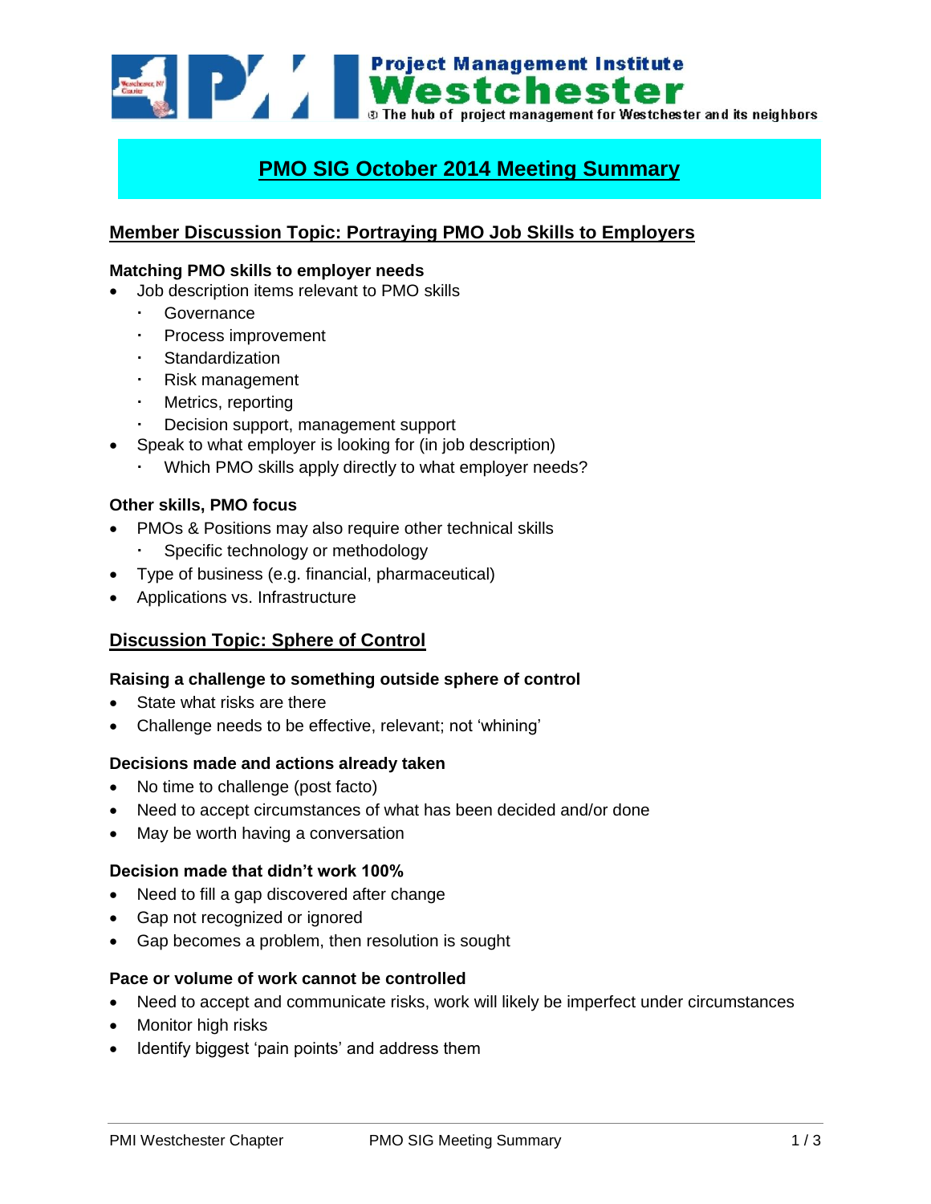Project Management Institute
Westchester
The hub of project management for Westchester and its neighbors

# PMO SIG October 2014 Meeting Summary

## Member Discussion Topic: Portraying PMO Job Skills to Employers

**Matching PMO skills to employer needs**

- Job description items relevant to PMO skills
  - Governance
  - Process improvement
  - Standardization
  - Risk management
  - Metrics, reporting
  - Decision support, management support
- Speak to what employer is looking for (in job description)
  - Which PMO skills apply directly to what employer needs?

**Other skills, PMO focus**

- PMOs & Positions may also require other technical skills
  - Specific technology or methodology
- Type of business (e.g. financial, pharmaceutical)
- Applications vs. Infrastructure

## Discussion Topic: Sphere of Control

**Raising a challenge to something outside sphere of control**

- State what risks are there
- Challenge needs to be effective, relevant; not 'whining'

**Decisions made and actions already taken**

- No time to challenge (post facto)
- Need to accept circumstances of what has been decided and/or done
- May be worth having a conversation

**Decision made that didn't work 100%**

- Need to fill a gap discovered after change
- Gap not recognized or ignored
- Gap becomes a problem, then resolution is sought

**Pace or volume of work cannot be controlled**

- Need to accept and communicate risks, work will likely be imperfect under circumstances
- Monitor high risks
- Identify biggest 'pain points' and address them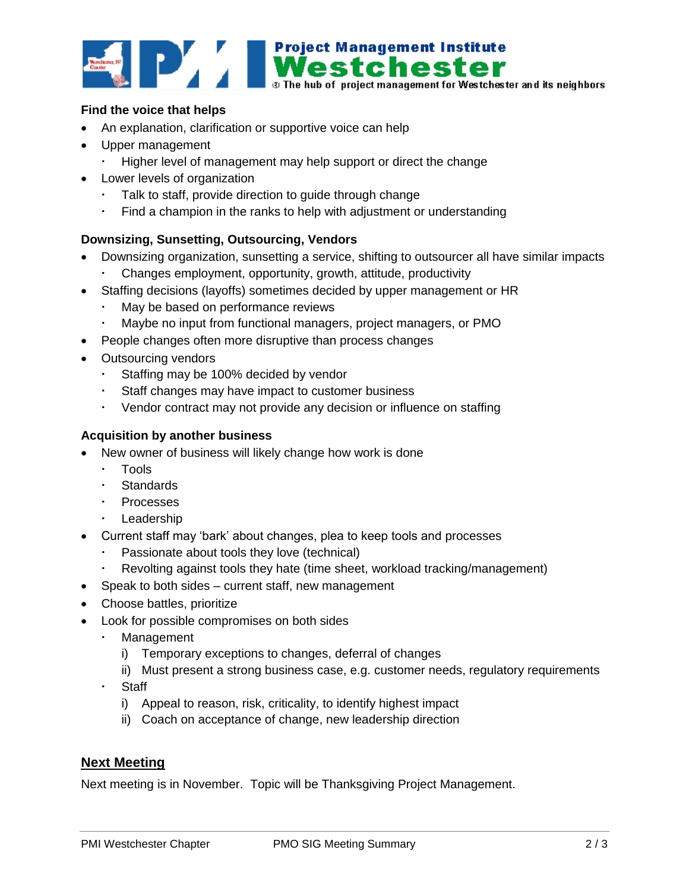**Find the voice that helps**

- An explanation, clarification or supportive voice can help
- Upper management
  - Higher level of management may help support or direct the change
- Lower levels of organization
  - Talk to staff, provide direction to guide through change
  - Find a champion in the ranks to help with adjustment or understanding

**Downsizing, Sunsetting, Outsourcing, Vendors**

- Downsizing organization, sunsetting a service, shifting to outsourcer all have similar impacts
  - Changes employment, opportunity, growth, attitude, productivity
- Staffing decisions (layoffs) sometimes decided by upper management or HR
  - May be based on performance reviews
  - Maybe no input from functional managers, project managers, or PMO
- People changes often more disruptive than process changes
- Outsourcing vendors
  - Staffing may be 100% decided by vendor
  - Staff changes may have impact to customer business
  - Vendor contract may not provide any decision or influence on staffing

**Acquisition by another business**

- New owner of business will likely change how work is done
  - Tools
  - Standards
  - Processes
  - Leadership
- Current staff may 'bark' about changes, plea to keep tools and processes
  - Passionate about tools they love (technical)
  - Revolting against tools they hate (time sheet, workload tracking/management)
- Speak to both sides – current staff, new management
- Choose battles, prioritize
- Look for possible compromises on both sides
  - Management
    1. Temporary exceptions to changes, deferral of changes
    2. Must present a strong business case, e.g. customer needs, regulatory requirements
  - Staff
    1. Appeal to reason, risk, criticality, to identify highest impact
    2. Coach on acceptance of change, new leadership direction

## Next Meeting

Next meeting is in November. Topic will be Thanksgiving Project Management.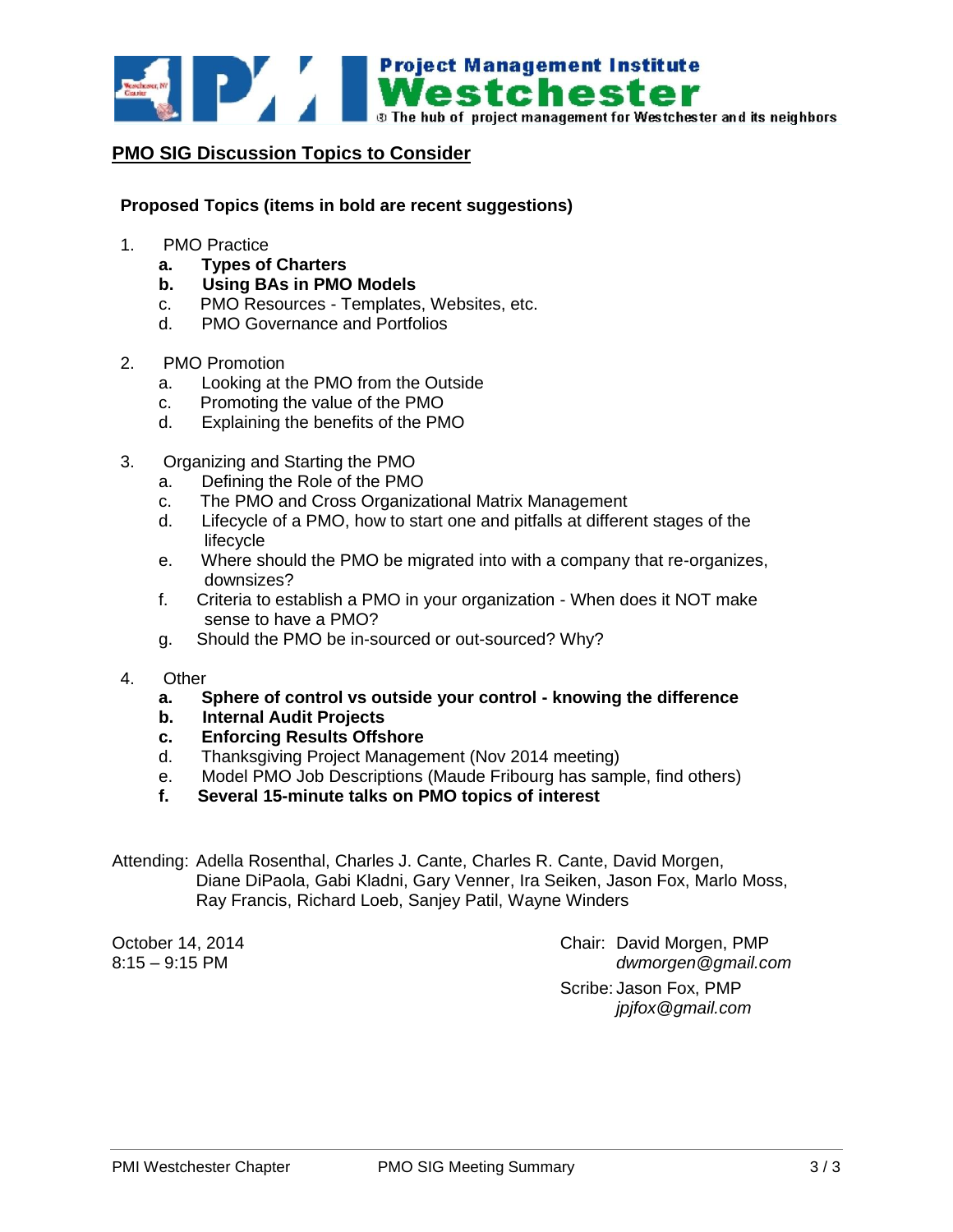Project Management Institute
Westchester
The hub of project management for Westchester and its neighbors

## PMO SIG Discussion Topics to Consider

**Proposed Topics (items in bold are recent suggestions)**

1. PMO Practice
   - a. **Types of Charters**
   - b. **Using BAs in PMO Models**
   - c. PMO Resources - Templates, Websites, etc.
   - d. PMO Governance and Portfolios

2. PMO Promotion
   - a. Looking at the PMO from the Outside
   - c. Promoting the value of the PMO
   - d. Explaining the benefits of the PMO

3. Organizing and Starting the PMO
   - a. Defining the Role of the PMO
   - c. The PMO and Cross Organizational Matrix Management
   - d. Lifecycle of a PMO, how to start one and pitfalls at different stages of the lifecycle
   - e. Where should the PMO be migrated into with a company that re-organizes, downsizes?
   - f. Criteria to establish a PMO in your organization - When does it NOT make sense to have a PMO?
   - g. Should the PMO be in-sourced or out-sourced? Why?

4. Other
   - a. **Sphere of control vs outside your control - knowing the difference**
   - b. **Internal Audit Projects**
   - c. **Enforcing Results Offshore**
   - d. Thanksgiving Project Management (Nov 2014 meeting)
   - e. Model PMO Job Descriptions (Maude Fribourg has sample, find others)
   - f. **Several 15-minute talks on PMO topics of interest**

Attending: Adella Rosenthal, Charles J. Cante, Charles R. Cante, David Morgen, Diane DiPaola, Gabi Kladni, Gary Venner, Ira Seiken, Jason Fox, Marlo Moss, Ray Francis, Richard Loeb, Sanjey Patil, Wayne Winders

October 14, 2014
8:15 – 9:15 PM

Chair: David Morgen, PMP
*dwmorgen@gmail.com*

Scribe: Jason Fox, PMP
*jpjfox@gmail.com*